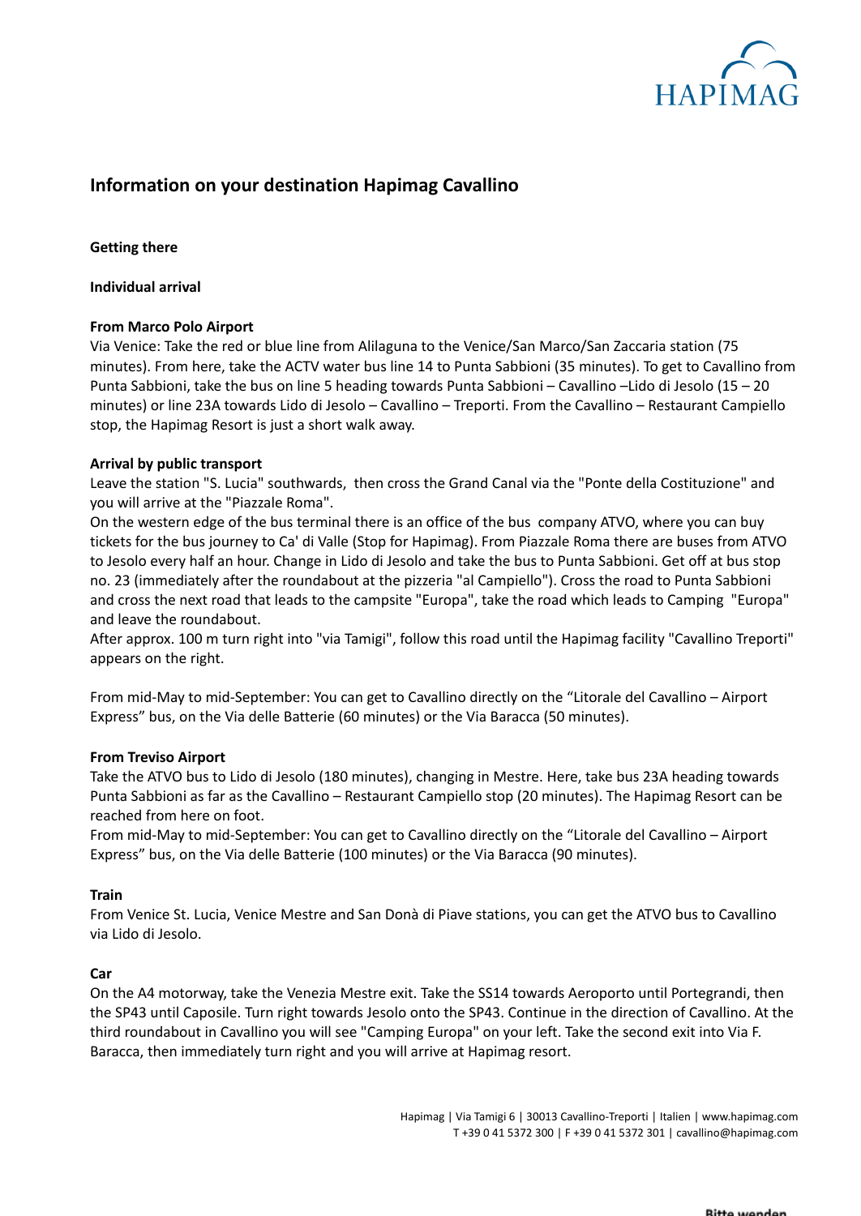# Information on your destination Hapimag Cavallino

## Getting there

### Individual arrival

#### From Marco Polo Airport

Via Venice: Take the red or blue line from Alilaguna to the Venice/San Marco/San Zaccaria station (75 minutes). From here, take the ACTV water bus line 14 to Punta Sabbioni (35 minutes). To get to Cavallino from Punta Sabbioni, take the bus on line 5 heading towards Punta Sabbioni – Cavallino –Lido di Jesolo (15 – 20 minutes) or line 23A towards Lido di Jesolo – Cavallino – Treporti. From the Cavallino – Restaurant Campiello stop, the Hapimag Resort is just a short walk away.

#### Arrival by public transport

Leave the station "S. Lucia" southwards, then cross the Grand Canal via the "Ponte della Costituzione" and you will arrive at the "Piazzale Roma".

On the western edge of the bus terminal there is an office of the bus company ATVO, where you can buy tickets for the bus journey to Ca' di Valle (Stop for Hapimag). From Piazzale Roma there are buses from ATVO to Jesolo every half an hour. Change in Lido di Jesolo and take the bus to Punta Sabbioni. Get off at bus stop no. 23 (immediately after the roundabout at the pizzeria "al Campiello"). Cross the road to Punta Sabbioni and cross the next road that leads to the campsite "Europa", take the road which leads to Camping "Europa" and leave the roundabout.

After approx. 100 m turn right into "via Tamigi", follow this road until the Hapimag facility "Cavallino Treporti" appears on the right.

From mid-May to mid-September: You can get to Cavallino directly on the “Litorale del Cavallino – Airport Express” bus, on the Via delle Batterie (60 minutes) or the Via Baracca (50 minutes).

#### From Treviso Airport

Take the ATVO bus to Lido di Jesolo (180 minutes), changing in Mestre. Here, take bus 23A heading towards Punta Sabbioni as far as the Cavallino – Restaurant Campiello stop (20 minutes). The Hapimag Resort can be reached from here on foot.

From mid-May to mid-September: You can get to Cavallino directly on the “Litorale del Cavallino – Airport Express” bus, on the Via delle Batterie (100 minutes) or the Via Baracca (90 minutes).

#### Train

From Venice St. Lucia, Venice Mestre and San Donà di Piave stations, you can get the ATVO bus to Cavallino via Lido di Jesolo.

#### Car

On the A4 motorway, take the Venezia Mestre exit. Take the SS14 towards Aeroporto until Portegrandi, then the SP43 until Caposile. Turn right towards Jesolo onto the SP43. Continue in the direction of Cavallino. At the third roundabout in Cavallino you will see "Camping Europa" on your left. Take the second exit into Via F. Baracca, then immediately turn right and you will arrive at Hapimag resort.

Hapimag | Via Tamigi 6 | 30013 Cavallino-Treporti | Italien | www.hapimag.com
T +39 0 41 5372 300 | F +39 0 41 5372 301 | cavallino@hapimag.com

Bitte wenden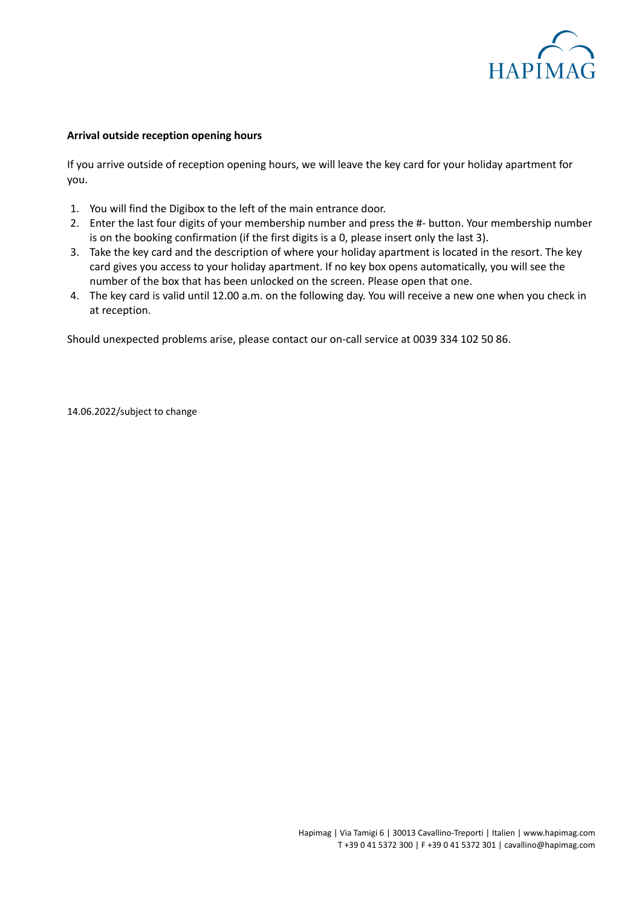**Arrival outside reception opening hours**

If you arrive outside of reception opening hours, we will leave the key card for your holiday apartment for you.

1. You will find the Digibox to the left of the main entrance door.
2. Enter the last four digits of your membership number and press the #- button. Your membership number is on the booking confirmation (if the first digits is a 0, please insert only the last 3).
3. Take the key card and the description of where your holiday apartment is located in the resort. The key card gives you access to your holiday apartment. If no key box opens automatically, you will see the number of the box that has been unlocked on the screen. Please open that one.
4. The key card is valid until 12.00 a.m. on the following day. You will receive a new one when you check in at reception.

Should unexpected problems arise, please contact our on-call service at 0039 334 102 50 86.

14.06.2022/subject to change

Hapimag | Via Tamigi 6 | 30013 Cavallino-Treporti | Italien | www.hapimag.com
T +39 0 41 5372 300 | F +39 0 41 5372 301 | cavallino@hapimag.com